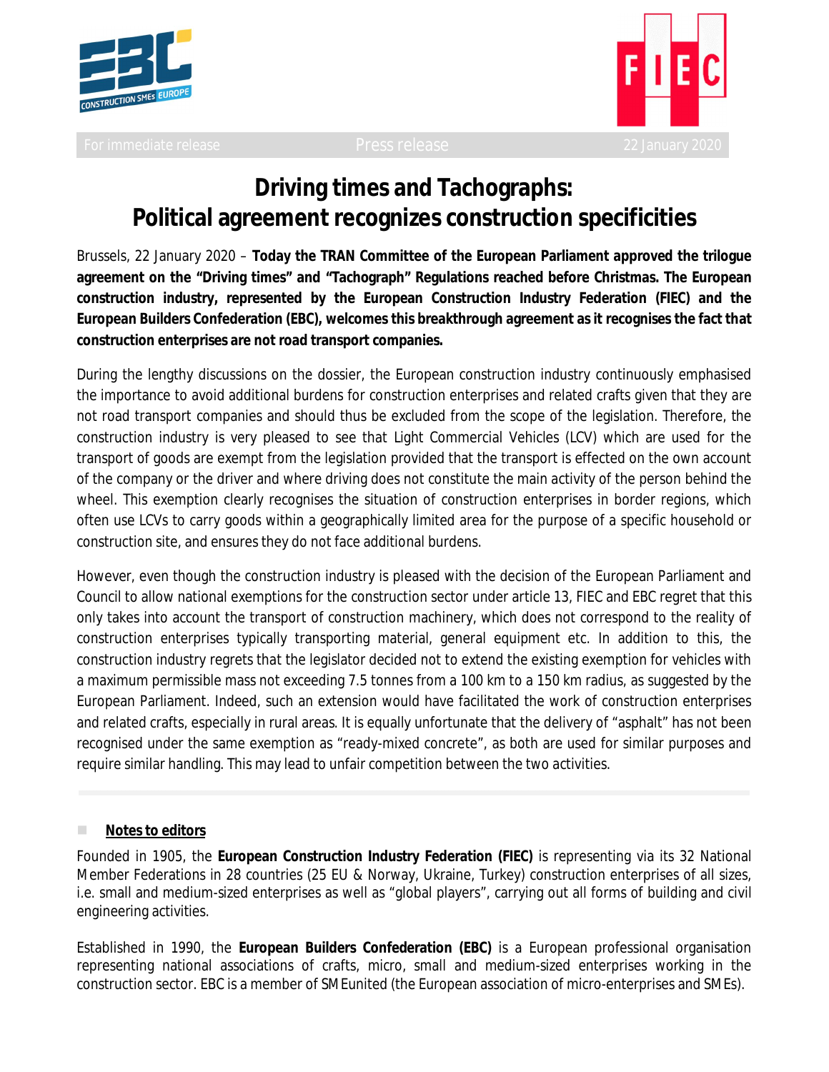For immediate release | Press release | 22 January 2020

# Driving times and Tachographs: Political agreement recognizes construction specificities

Brussels, 22 January 2020 – **Today the TRAN Committee of the European Parliament approved the trilogue agreement on the "Driving times" and "Tachograph" Regulations reached before Christmas. The European construction industry, represented by the European Construction Industry Federation (FIEC) and the European Builders Confederation (EBC), welcomes this breakthrough agreement as it recognises the fact that construction enterprises are not road transport companies.**

During the lengthy discussions on the dossier, the European construction industry continuously emphasised the importance to avoid additional burdens for construction enterprises and related crafts given that they are not road transport companies and should thus be excluded from the scope of the legislation. Therefore, the construction industry is very pleased to see that Light Commercial Vehicles (LCV) which are used for the transport of goods are exempt from the legislation provided that the transport is effected on the own account of the company or the driver and where driving does not constitute the main activity of the person behind the wheel. This exemption clearly recognises the situation of construction enterprises in border regions, which often use LCVs to carry goods within a geographically limited area for the purpose of a specific household or construction site, and ensures they do not face additional burdens.

However, even though the construction industry is pleased with the decision of the European Parliament and Council to allow national exemptions for the construction sector under article 13, FIEC and EBC regret that this only takes into account the transport of construction machinery, which does not correspond to the reality of construction enterprises typically transporting material, general equipment etc. In addition to this, the construction industry regrets that the legislator decided not to extend the existing exemption for vehicles with a maximum permissible mass not exceeding 7.5 tonnes from a 100 km to a 150 km radius, as suggested by the European Parliament. Indeed, such an extension would have facilitated the work of construction enterprises and related crafts, especially in rural areas. It is equally unfortunate that the delivery of "asphalt" has not been recognised under the same exemption as "ready-mixed concrete", as both are used for similar purposes and require similar handling. This may lead to unfair competition between the two activities.

---

## Notes to editors

Founded in 1905, the **European Construction Industry Federation (FIEC)** is representing via its 32 National Member Federations in 28 countries (25 EU & Norway, Ukraine, Turkey) construction enterprises of all sizes, i.e. small and medium-sized enterprises as well as "global players", carrying out all forms of building and civil engineering activities.

Established in 1990, the **European Builders Confederation (EBC)** is a European professional organisation representing national associations of crafts, micro, small and medium-sized enterprises working in the construction sector. EBC is a member of SMEunited (the European association of micro-enterprises and SMEs).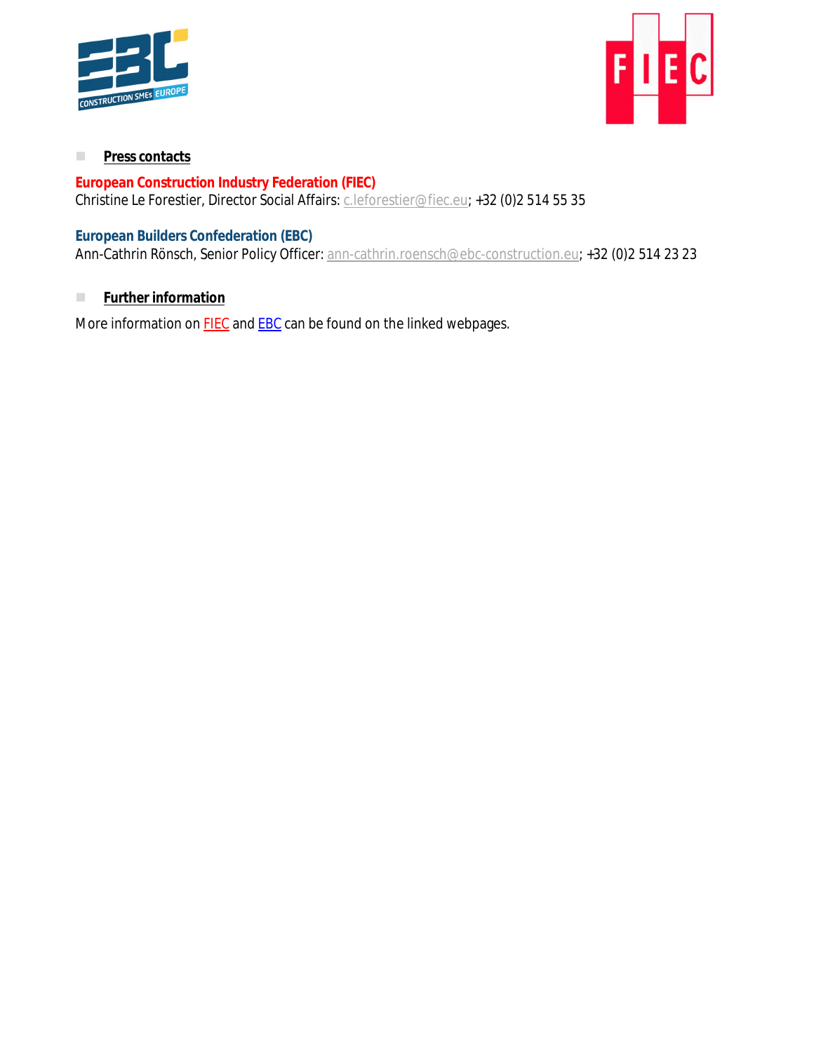## Press contacts

**European Construction Industry Federation (FIEC)**
Christine Le Forestier, Director Social Affairs: c.leforestier@fiec.eu; +32 (0)2 514 55 35

**European Builders Confederation (EBC)**
Ann-Cathrin Rönsch, Senior Policy Officer: ann-cathrin.roensch@ebc-construction.eu; +32 (0)2 514 23 23

## Further information

More information on FIEC and EBC can be found on the linked webpages.